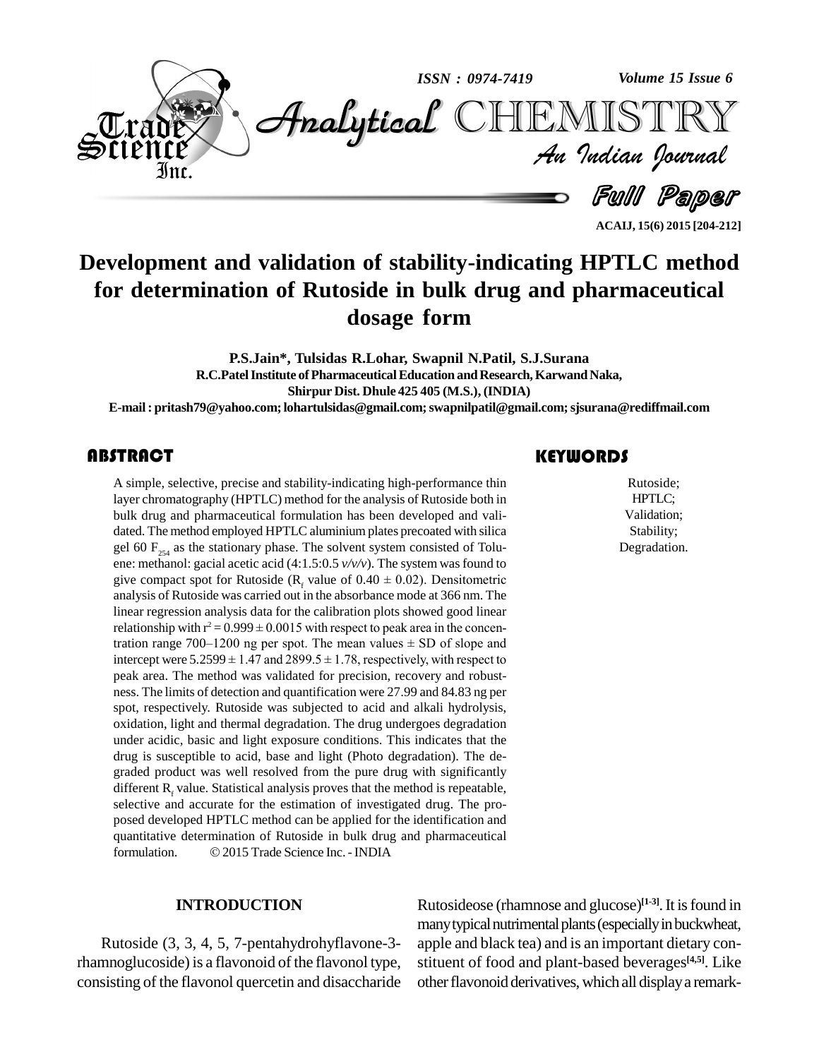# Development and validation of stability-indicating HPTLC method for determination of Rutoside in bulk drug and pharmaceutical dosage form

**P.S.Jain\*, Tulsidas R.Lohar, Swapnil N.Patil, S.J.Surana**

**R.C.Patel Institute of Pharmaceutical Education and Research, Karwand Naka, Shirpur Dist. Dhule 425 405 (M.S.), (INDIA)**

**E-mail : pritash79@yahoo.com; lohartulsidas@gmail.com; swapnilpatil@gmail.com; sjsurana@rediffmail.com**

## ABSTRACT

A simple, selective, precise and stability-indicating high-performance thin layer chromatography (HPTLC) method for the analysis of Rutoside both in bulk drug and pharmaceutical formulation has been developed and validated. The method employed HPTLC aluminium plates precoated with silica gel 60 $F_{254}$ as the stationary phase. The solvent system consisted of Toluene: methanol: gacial acetic acid (4:1.5:0.5 *v/v/v*). The system was found to give compact spot for Rutoside ($R_f$ value of $0.40 \pm 0.02$). Densitometric analysis of Rutoside was carried out in the absorbance mode at 366 nm. The linear regression analysis data for the calibration plots showed good linear relationship with $r^2 = 0.999 \pm 0.0015$ with respect to peak area in the concentration range 700–1200 ng per spot. The mean values $\pm$ SD of slope and intercept were $5.2599 \pm 1.47$ and $2899.5 \pm 1.78$, respectively, with respect to peak area. The method was validated for precision, recovery and robustness. The limits of detection and quantification were 27.99 and 84.83 ng per spot, respectively. Rutoside was subjected to acid and alkali hydrolysis, oxidation, light and thermal degradation. The drug undergoes degradation under acidic, basic and light exposure conditions. This indicates that the drug is susceptible to acid, base and light (Photo degradation). The degraded product was well resolved from the pure drug with significantly different $R_f$ value. Statistical analysis proves that the method is repeatable, selective and accurate for the estimation of investigated drug. The proposed developed HPTLC method can be applied for the identification and quantitative determination of Rutoside in bulk drug and pharmaceutical formulation. © 2015 Trade Science Inc. - INDIA

## KEYWORDS

Rutoside;
HPTLC;
Validation;
Stability;
Degradation.

## INTRODUCTION

Rutoside (3, 3, 4, 5, 7-pentahydrohyflavone-3-rhamnoglucoside) is a flavonoid of the flavonol type, consisting of the flavonol quercetin and disaccharide Rutosideose (rhamnose and glucose)[1-3]. It is found in many typical nutrimental plants (especially in buckwheat, apple and black tea) and is an important dietary constituent of food and plant-based beverages[4,5]. Like other flavonoid derivatives, which all display a remark-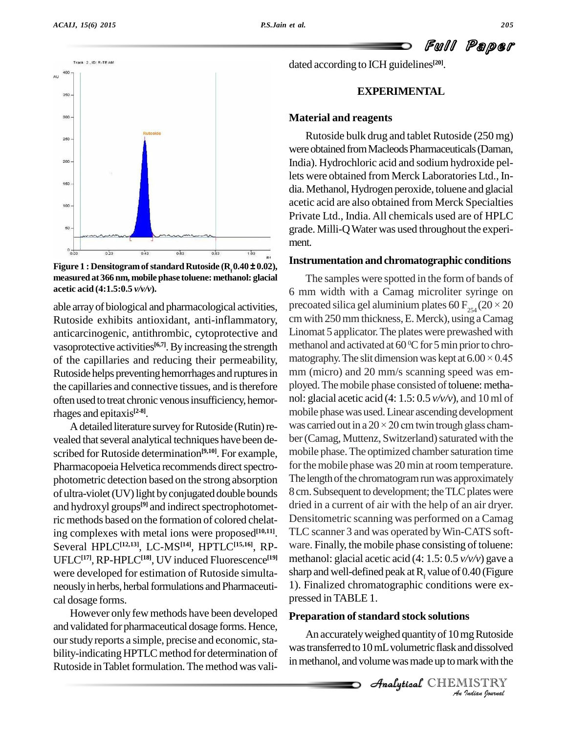Figure 1 : Densitogram of standard Rutoside ($R_f$ 0.40 ± 0.02), measured at 366 nm, mobile phase toluene: methanol: glacial acetic acid (4:1.5:0.5 *v/v/v*).

able array of biological and pharmacological activities, Rutoside exhibits antioxidant, anti-inflammatory, anticarcinogenic, antithrombic, cytoprotective and vasoprotective activities[6,7]. By increasing the strength of the capillaries and reducing their permeability, Rutoside helps preventing hemorrhages and ruptures in the capillaries and connective tissues, and is therefore often used to treat chronic venous insufficiency, hemorrhages and epitaxis[2-8].

A detailed literature survey for Rutoside (Rutin) revealed that several analytical techniques have been described for Rutoside determination[9,10]. For example, Pharmacopoeia Helvetica recommends direct spectrophotometric detection based on the strong absorption of ultra-violet (UV) light by conjugated double bounds and hydroxyl groups[9] and indirect spectrophotometric methods based on the formation of colored chelating complexes with metal ions were proposed[10,11]. Several HPLC[12,13], LC-MS[14], HPTLC[15,16], RP-UFLC[17], RP-HPLC[18], UV induced Fluorescence[19] were developed for estimation of Rutoside simultaneously in herbs, herbal formulations and Pharmaceutical dosage forms.

However only few methods have been developed and validated for pharmaceutical dosage forms. Hence, our study reports a simple, precise and economic, stability-indicating HPTLC method for determination of Rutoside in Tablet formulation. The method was validated according to ICH guidelines[20].

## EXPERIMENTAL

### Material and reagents

Rutoside bulk drug and tablet Rutoside (250 mg) were obtained from Macleods Pharmaceuticals (Daman, India). Hydrochloric acid and sodium hydroxide pellets were obtained from Merck Laboratories Ltd., India. Methanol, Hydrogen peroxide, toluene and glacial acetic acid are also obtained from Merck Specialties Private Ltd., India. All chemicals used are of HPLC grade. Milli-Q Water was used throughout the experiment.

### Instrumentation and chromatographic conditions

The samples were spotted in the form of bands of 6 mm width with a Camag microliter syringe on precoated silica gel aluminium plates 60 $F_{254}$ (20 × 20 cm with 250 mm thickness, E. Merck), using a Camag Linomat 5 applicator. The plates were prewashed with methanol and activated at 60 $^0$C for 5 min prior to chromatography. The slit dimension was kept at 6.00 × 0.45 mm (micro) and 20 mm/s scanning speed was employed. The mobile phase consisted of toluene: methanol: glacial acetic acid (4: 1.5: 0.5 *v/v/v*), and 10 ml of mobile phase was used. Linear ascending development was carried out in a 20 × 20 cm twin trough glass chamber (Camag, Muttenz, Switzerland) saturated with the mobile phase. The optimized chamber saturation time for the mobile phase was 20 min at room temperature. The length of the chromatogram run was approximately 8 cm. Subsequent to development; the TLC plates were dried in a current of air with the help of an air dryer. Densitometric scanning was performed on a Camag TLC scanner 3 and was operated by Win-CATS software. Finally, the mobile phase consisting of toluene: methanol: glacial acetic acid (4: 1.5: 0.5 *v/v/v*) gave a sharp and well-defined peak at $R_f$ value of 0.40 (Figure 1). Finalized chromatographic conditions were expressed in TABLE 1.

### Preparation of standard stock solutions

An accurately weighed quantity of 10 mg Rutoside was transferred to 10 mL volumetric flask and dissolved in methanol, and volume was made up to mark with the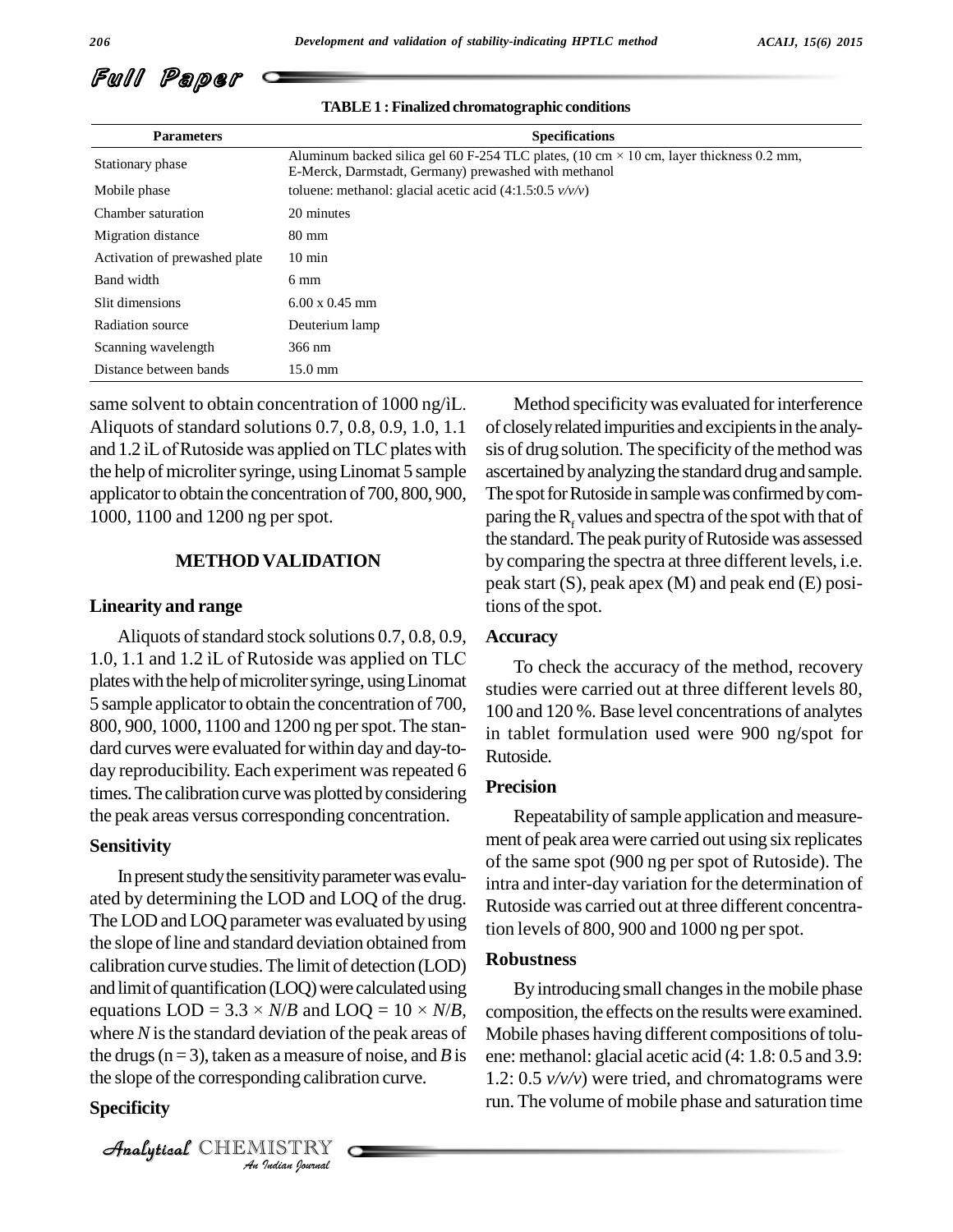**TABLE 1 : Finalized chromatographic conditions**

| Parameters | Specifications |
|---|---|
| Stationary phase | Aluminum backed silica gel 60 F-254 TLC plates, (10 cm × 10 cm, layer thickness 0.2 mm, E-Merck, Darmstadt, Germany) prewashed with methanol |
| Mobile phase | toluene: methanol: glacial acetic acid (4:1.5:0.5 *v/v/v*) |
| Chamber saturation | 20 minutes |
| Migration distance | 80 mm |
| Activation of prewashed plate | 10 min |
| Band width | 6 mm |
| Slit dimensions | 6.00 x 0.45 mm |
| Radiation source | Deuterium lamp |
| Scanning wavelength | 366 nm |
| Distance between bands | 15.0 mm |

same solvent to obtain concentration of 1000 ng/iL. Aliquots of standard solutions 0.7, 0.8, 0.9, 1.0, 1.1 and 1.2 iL of Rutoside was applied on TLC plates with the help of microliter syringe, using Linomat 5 sample applicator to obtain the concentration of 700, 800, 900, 1000, 1100 and 1200 ng per spot.

## METHOD VALIDATION

### Linearity and range

Aliquots of standard stock solutions 0.7, 0.8, 0.9, 1.0, 1.1 and 1.2 iL of Rutoside was applied on TLC plates with the help of microliter syringe, using Linomat 5 sample applicator to obtain the concentration of 700, 800, 900, 1000, 1100 and 1200 ng per spot. The standard curves were evaluated for within day and day-to-day reproducibility. Each experiment was repeated 6 times. The calibration curve was plotted by considering the peak areas versus corresponding concentration.

### Sensitivity

In present study the sensitivity parameter was evaluated by determining the LOD and LOQ of the drug. The LOD and LOQ parameter was evaluated by using the slope of line and standard deviation obtained from calibration curve studies. The limit of detection (LOD) and limit of quantification (LOQ) were calculated using equations LOD = $3.3 \times N/B$ and LOQ = $10 \times N/B$, where $N$ is the standard deviation of the peak areas of the drugs (n = 3), taken as a measure of noise, and $B$ is the slope of the corresponding calibration curve.

### Specificity

Method specificity was evaluated for interference of closely related impurities and excipients in the analysis of drug solution. The specificity of the method was ascertained by analyzing the standard drug and sample. The spot for Rutoside in sample was confirmed by comparing the $R_f$ values and spectra of the spot with that of the standard. The peak purity of Rutoside was assessed by comparing the spectra at three different levels, i.e. peak start (S), peak apex (M) and peak end (E) positions of the spot.

### Accuracy

To check the accuracy of the method, recovery studies were carried out at three different levels 80, 100 and 120 %. Base level concentrations of analytes in tablet formulation used were 900 ng/spot for Rutoside.

### Precision

Repeatability of sample application and measurement of peak area were carried out using six replicates of the same spot (900 ng per spot of Rutoside). The intra and inter-day variation for the determination of Rutoside was carried out at three different concentration levels of 800, 900 and 1000 ng per spot.

### Robustness

By introducing small changes in the mobile phase composition, the effects on the results were examined. Mobile phases having different compositions of toluene: methanol: glacial acetic acid (4: 1.8: 0.5 and 3.9: 1.2: 0.5 *v/v/v*) were tried, and chromatograms were run. The volume of mobile phase and saturation time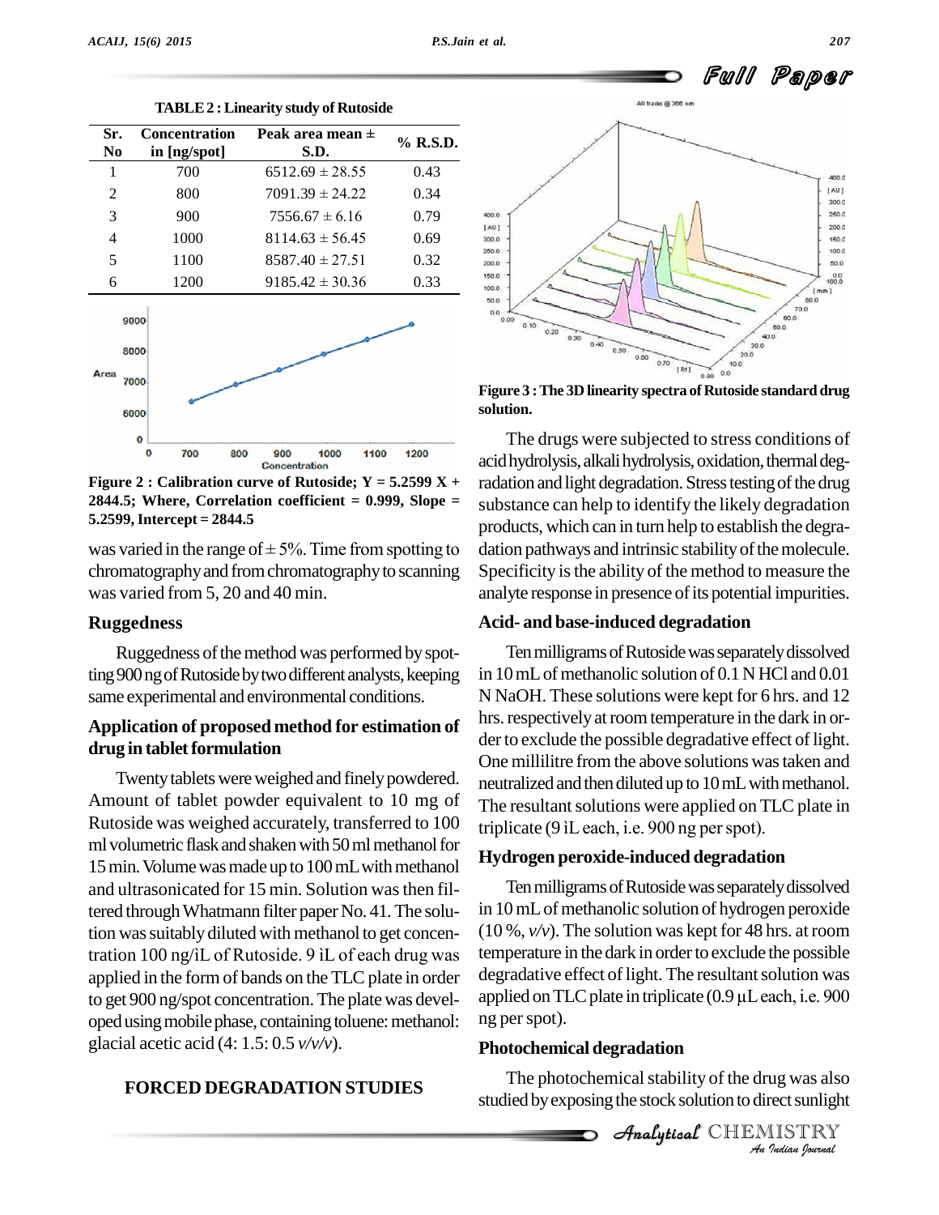**TABLE 2 : Linearity study of Rutoside**

| Sr. No | Concentration in [ng/spot] | Peak area mean ± S.D. | % R.S.D. |
|---|---|---|---|
| 1 | 700 | 6512.69 ± 28.55 | 0.43 |
| 2 | 800 | 7091.39 ± 24.22 | 0.34 |
| 3 | 900 | 7556.67 ± 6.16 | 0.79 |
| 4 | 1000 | 8114.63 ± 56.45 | 0.69 |
| 5 | 1100 | 8587.40 ± 27.51 | 0.32 |
| 6 | 1200 | 9185.42 ± 30.36 | 0.33 |

**Figure 2 : Calibration curve of Rutoside; Y = 5.2599 X + 2844.5; Where, Correlation coefficient = 0.999, Slope = 5.2599, Intercept = 2844.5**

was varied in the range of ± 5%. Time from spotting to chromatography and from chromatography to scanning was varied from 5, 20 and 40 min.

## Ruggedness

Ruggedness of the method was performed by spotting 900 ng of Rutoside by two different analysts, keeping same experimental and environmental conditions.

## Application of proposed method for estimation of drug in tablet formulation

Twenty tablets were weighed and finely powdered. Amount of tablet powder equivalent to 10 mg of Rutoside was weighed accurately, transferred to 100 ml volumetric flask and shaken with 50 ml methanol for 15 min. Volume was made up to 100 mL with methanol and ultrasonicated for 15 min. Solution was then filtered through Whatmann filter paper No. 41. The solution was suitably diluted with methanol to get concentration 100 ng/ìL of Rutoside. 9 ìL of each drug was applied in the form of bands on the TLC plate in order to get 900 ng/spot concentration. The plate was developed using mobile phase, containing toluene: methanol: glacial acetic acid (4: 1.5: 0.5 *v/v/v*).

## FORCED DEGRADATION STUDIES

**Figure 3 : The 3D linearity spectra of Rutoside standard drug solution.**

The drugs were subjected to stress conditions of acid hydrolysis, alkali hydrolysis, oxidation, thermal degradation and light degradation. Stress testing of the drug substance can help to identify the likely degradation products, which can in turn help to establish the degradation pathways and intrinsic stability of the molecule. Specificity is the ability of the method to measure the analyte response in presence of its potential impurities.

### Acid- and base-induced degradation

Ten milligrams of Rutoside was separately dissolved in 10 mL of methanolic solution of 0.1 N HCl and 0.01 N NaOH. These solutions were kept for 6 hrs. and 12 hrs. respectively at room temperature in the dark in order to exclude the possible degradative effect of light. One millilitre from the above solutions was taken and neutralized and then diluted up to 10 mL with methanol. The resultant solutions were applied on TLC plate in triplicate (9 ìL each, i.e. 900 ng per spot).

### Hydrogen peroxide-induced degradation

Ten milligrams of Rutoside was separately dissolved in 10 mL of methanolic solution of hydrogen peroxide (10 %, *v/v*). The solution was kept for 48 hrs. at room temperature in the dark in order to exclude the possible degradative effect of light. The resultant solution was applied on TLC plate in triplicate (0.9 μL each, i.e. 900 ng per spot).

### Photochemical degradation

The photochemical stability of the drug was also studied by exposing the stock solution to direct sunlight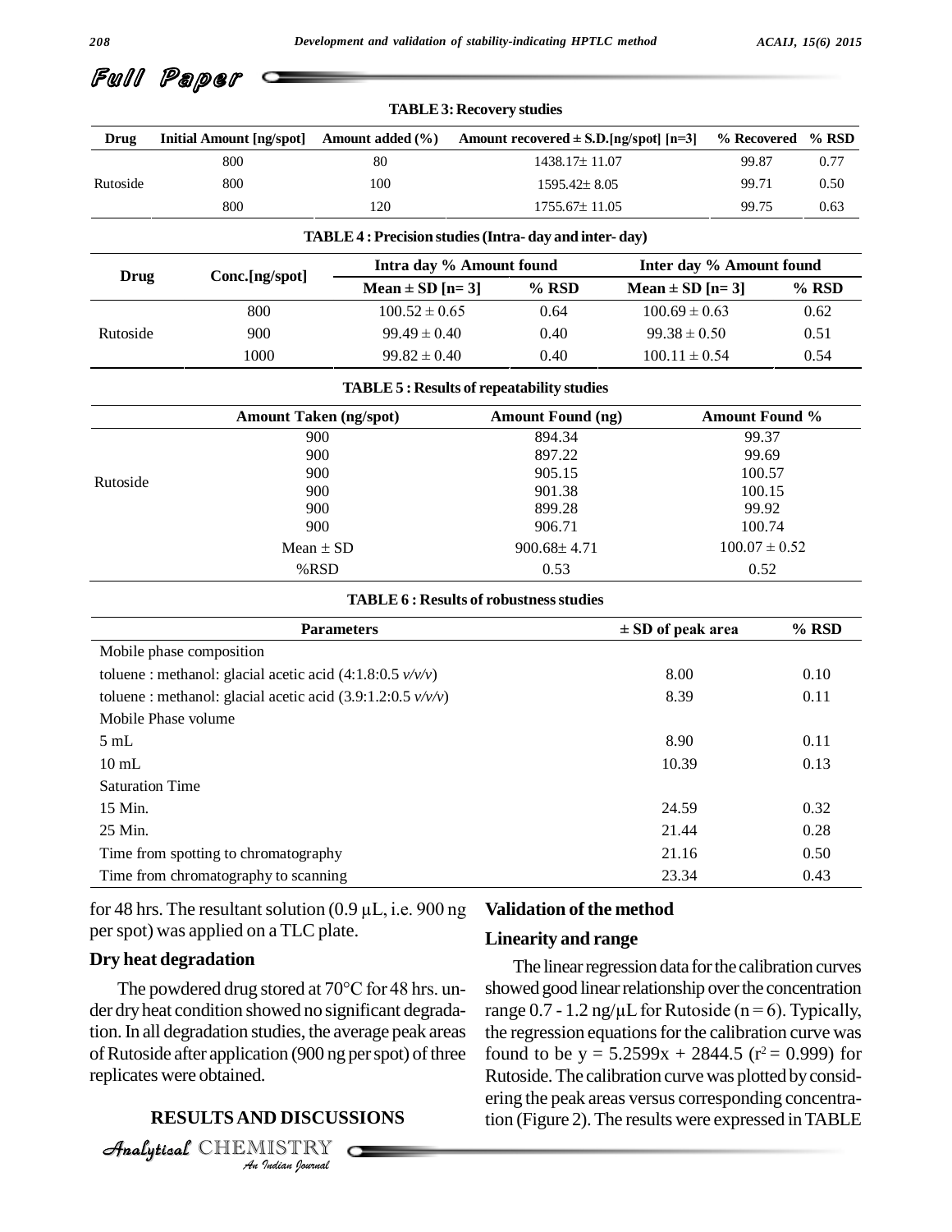**TABLE 3: Recovery studies**

| Drug | Initial Amount [ng/spot] | Amount added (%) | Amount recovered ± S.D.[ng/spot] [n=3] | % Recovered | % RSD |
|---|---|---|---|---|---|
| Rutoside | 800 | 80 | 1438.17± 11.07 | 99.87 | 0.77 |
| | 800 | 100 | 1595.42± 8.05 | 99.71 | 0.50 |
| | 800 | 120 | 1755.67± 11.05 | 99.75 | 0.63 |

**TABLE 4 : Precision studies (Intra- day and inter- day)**

| Drug | Conc.[ng/spot] | Intra day % Amount found | | Inter day % Amount found | |
|---|---|---|---|---|---|
| | | Mean ± SD [n= 3] | % RSD | Mean ± SD [n= 3] | % RSD |
| Rutoside | 800 | 100.52 ± 0.65 | 0.64 | 100.69 ± 0.63 | 0.62 |
| | 900 | 99.49 ± 0.40 | 0.40 | 99.38 ± 0.50 | 0.51 |
| | 1000 | 99.82 ± 0.40 | 0.40 | 100.11 ± 0.54 | 0.54 |

**TABLE 5 : Results of repeatability studies**

| | Amount Taken (ng/spot) | Amount Found (ng) | Amount Found % |
|---|---|---|---|
| Rutoside | 900 | 894.34 | 99.37 |
| | 900 | 897.22 | 99.69 |
| | 900 | 905.15 | 100.57 |
| | 900 | 901.38 | 100.15 |
| | 900 | 899.28 | 99.92 |
| | 900 | 906.71 | 100.74 |
| | Mean ± SD | 900.68± 4.71 | 100.07 ± 0.52 |
| | %RSD | 0.53 | 0.52 |

**TABLE 6 : Results of robustness studies**

| Parameters | ± SD of peak area | % RSD |
|---|---|---|
| Mobile phase composition | | |
| toluene : methanol: glacial acetic acid (4:1.8:0.5 *v/v/v*) | 8.00 | 0.10 |
| toluene : methanol: glacial acetic acid (3.9:1.2:0.5 *v/v/v*) | 8.39 | 0.11 |
| Mobile Phase volume | | |
| 5 mL | 8.90 | 0.11 |
| 10 mL | 10.39 | 0.13 |
| Saturation Time | | |
| 15 Min. | 24.59 | 0.32 |
| 25 Min. | 21.44 | 0.28 |
| Time from spotting to chromatography | 21.16 | 0.50 |
| Time from chromatography to scanning | 23.34 | 0.43 |

for 48 hrs. The resultant solution (0.9 μL, i.e. 900 ng per spot) was applied on a TLC plate.

### Dry heat degradation

The powdered drug stored at 70°C for 48 hrs. under dry heat condition showed no significant degradation. In all degradation studies, the average peak areas of Rutoside after application (900 ng per spot) of three replicates were obtained.

## RESULTS AND DISCUSSIONS

### Validation of the method

### Linearity and range

The linear regression data for the calibration curves showed good linear relationship over the concentration range 0.7 - 1.2 ng/μL for Rutoside (n = 6). Typically, the regression equations for the calibration curve was found to be $y = 5.2599x + 2844.5$ ($r^2 = 0.999$) for Rutoside. The calibration curve was plotted by considering the peak areas versus corresponding concentration (Figure 2). The results were expressed in TABLE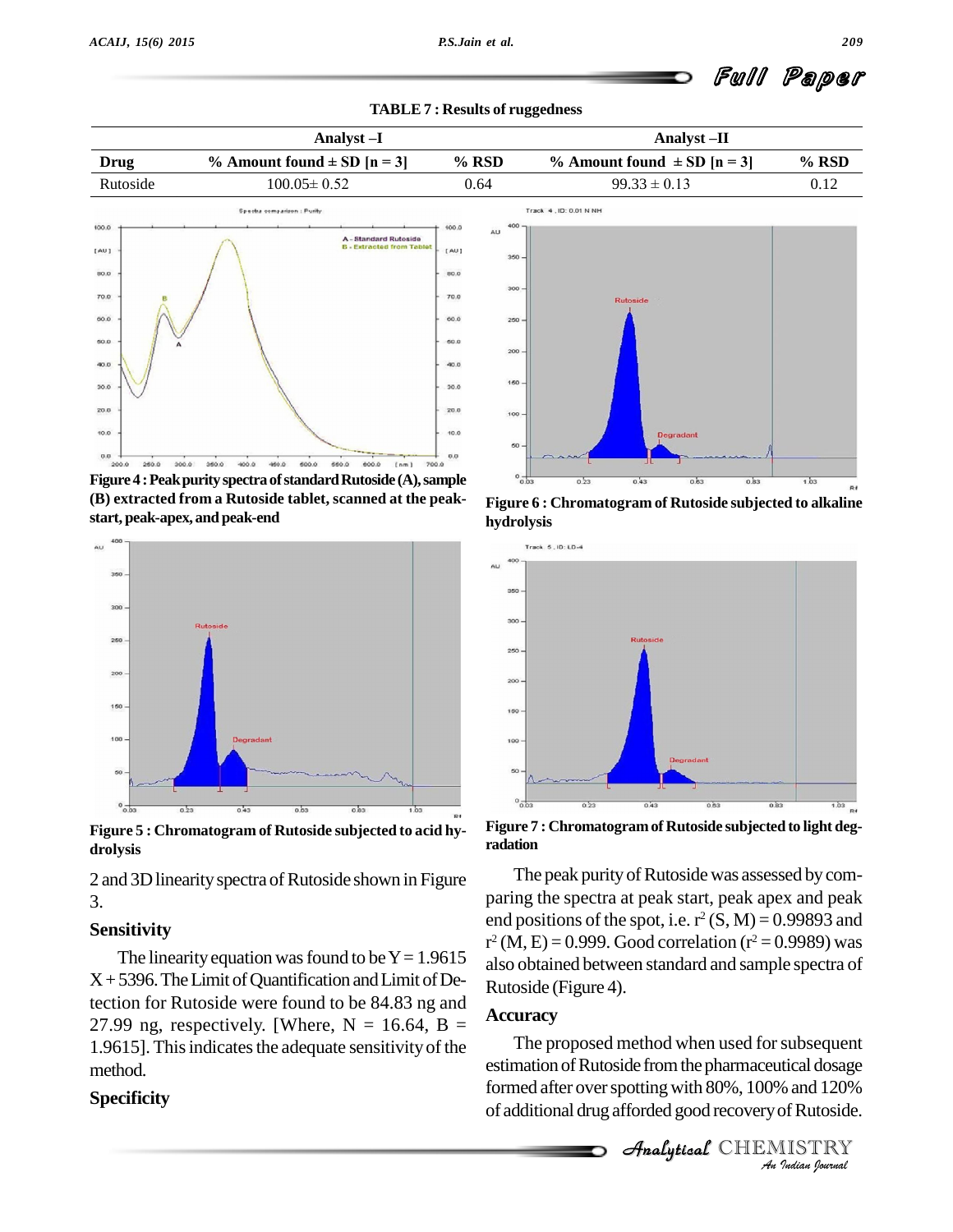TABLE 7 : Results of ruggedness

| | Analyst –I | | Analyst –II | |
|---|---|---|---|---|
| Drug | % Amount found ± SD [n = 3] | % RSD | % Amount found ± SD [n = 3] | % RSD |
| Rutoside | 100.05± 0.52 | 0.64 | 99.33 ± 0.13 | 0.12 |

Figure 4 : Peak purity spectra of standard Rutoside (A), sample (B) extracted from a Rutoside tablet, scanned at the peak-start, peak-apex, and peak-end

Figure 5 : Chromatogram of Rutoside subjected to acid hydrolysis

Figure 6 : Chromatogram of Rutoside subjected to alkaline hydrolysis

Figure 7 : Chromatogram of Rutoside subjected to light degradation

2 and 3D linearity spectra of Rutoside shown in Figure 3.

## Sensitivity

The linearity equation was found to be Y = 1.9615 X + 5396. The Limit of Quantification and Limit of Detection for Rutoside were found to be 84.83 ng and 27.99 ng, respectively. [Where, N = 16.64, B = 1.9615]. This indicates the adequate sensitivity of the method.

## Specificity

The peak purity of Rutoside was assessed by comparing the spectra at peak start, peak apex and peak end positions of the spot, i.e. $r^2$ (S, M) = 0.99893 and $r^2$ (M, E) = 0.999. Good correlation ($r^2$ = 0.9989) was also obtained between standard and sample spectra of Rutoside (Figure 4).

## Accuracy

The proposed method when used for subsequent estimation of Rutoside from the pharmaceutical dosage formed after over spotting with 80%, 100% and 120% of additional drug afforded good recovery of Rutoside.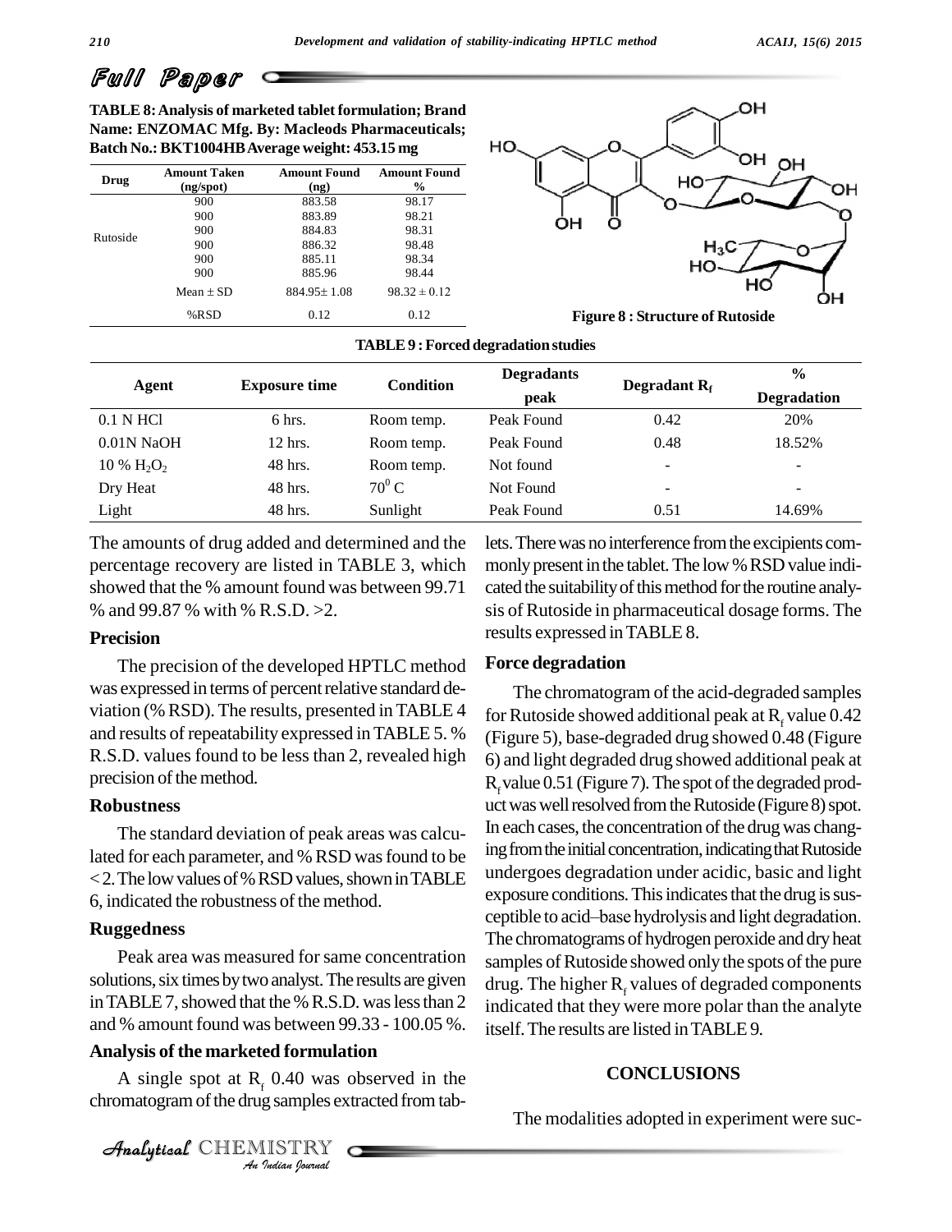**TABLE 8: Analysis of marketed tablet formulation; Brand Name: ENZOMAC Mfg. By: Macleods Pharmaceuticals; Batch No.: BKT1004HB Average weight: 453.15 mg**

| Drug | Amount Taken (ng/spot) | Amount Found (ng) | Amount Found % |
|---|---|---|---|
| Rutoside | 900 | 883.58 | 98.17 |
| | 900 | 883.89 | 98.21 |
| | 900 | 884.83 | 98.31 |
| | 900 | 886.32 | 98.48 |
| | 900 | 885.11 | 98.34 |
| | 900 | 885.96 | 98.44 |
| | Mean ± SD | 884.95± 1.08 | 98.32 ± 0.12 |
| | %RSD | 0.12 | 0.12 |

**Figure 8 : Structure of Rutoside**

**TABLE 9 : Forced degradation studies**

| Agent | Exposure time | Condition | Degradants peak | Degradant $R_f$ | % Degradation |
|---|---|---|---|---|---|
| 0.1 N HCl | 6 hrs. | Room temp. | Peak Found | 0.42 | 20% |
| 0.01N NaOH | 12 hrs. | Room temp. | Peak Found | 0.48 | 18.52% |
| 10 % $H_2O_2$ | 48 hrs. | Room temp. | Not found | - | - |
| Dry Heat | 48 hrs. | $70^0$ C | Not Found | - | - |
| Light | 48 hrs. | Sunlight | Peak Found | 0.51 | 14.69% |

The amounts of drug added and determined and the percentage recovery are listed in TABLE 3, which showed that the % amount found was between 99.71 % and 99.87 % with % R.S.D. >2.

### Precision

The precision of the developed HPTLC method was expressed in terms of percent relative standard deviation (% RSD). The results, presented in TABLE 4 and results of repeatability expressed in TABLE 5. % R.S.D. values found to be less than 2, revealed high precision of the method.

### Robustness

The standard deviation of peak areas was calculated for each parameter, and % RSD was found to be < 2. The low values of % RSD values, shown in TABLE 6, indicated the robustness of the method.

### Ruggedness

Peak area was measured for same concentration solutions, six times by two analyst. The results are given in TABLE 7, showed that the % R.S.D. was less than 2 and % amount found was between 99.33 - 100.05 %.

### Analysis of the marketed formulation

A single spot at $R_f$ 0.40 was observed in the chromatogram of the drug samples extracted from tablets. There was no interference from the excipients commonly present in the tablet. The low % RSD value indicated the suitability of this method for the routine analysis of Rutoside in pharmaceutical dosage forms. The results expressed in TABLE 8.

### Force degradation

The chromatogram of the acid-degraded samples for Rutoside showed additional peak at $R_f$ value 0.42 (Figure 5), base-degraded drug showed 0.48 (Figure 6) and light degraded drug showed additional peak at $R_f$ value 0.51 (Figure 7). The spot of the degraded product was well resolved from the Rutoside (Figure 8) spot. In each cases, the concentration of the drug was changing from the initial concentration, indicating that Rutoside undergoes degradation under acidic, basic and light exposure conditions. This indicates that the drug is susceptible to acid–base hydrolysis and light degradation. The chromatograms of hydrogen peroxide and dry heat samples of Rutoside showed only the spots of the pure drug. The higher $R_f$ values of degraded components indicated that they were more polar than the analyte itself. The results are listed in TABLE 9.

## CONCLUSIONS

The modalities adopted in experiment were suc-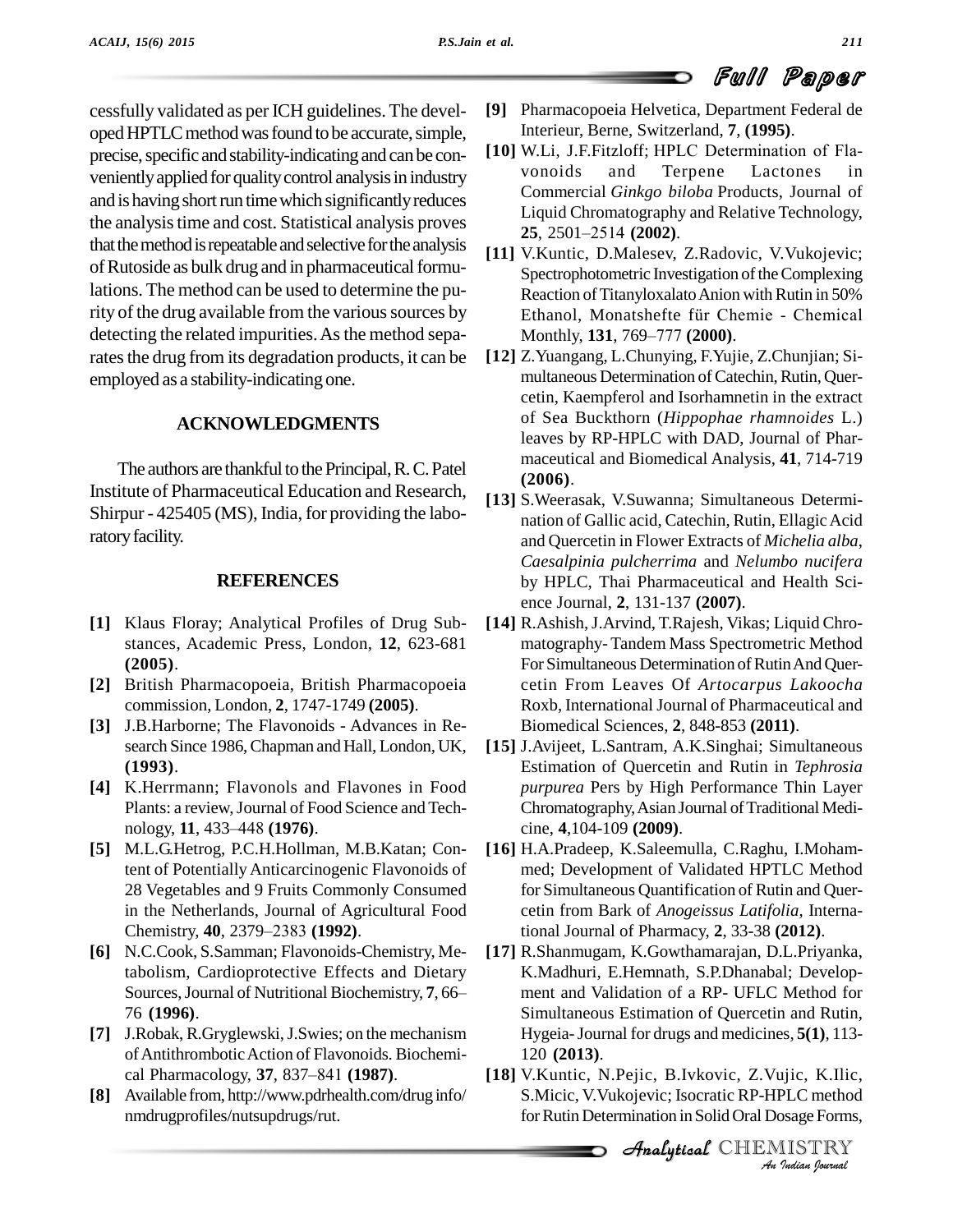cessfully validated as per ICH guidelines. The developed HPTLC method was found to be accurate, simple, precise, specific and stability-indicating and can be conveniently applied for quality control analysis in industry and is having short run time which significantly reduces the analysis time and cost. Statistical analysis proves that the method is repeatable and selective for the analysis of Rutoside as bulk drug and in pharmaceutical formulations. The method can be used to determine the purity of the drug available from the various sources by detecting the related impurities. As the method separates the drug from its degradation products, it can be employed as a stability-indicating one.

## ACKNOWLEDGMENTS

The authors are thankful to the Principal, R. C. Patel Institute of Pharmaceutical Education and Research, Shirpur - 425405 (MS), India, for providing the laboratory facility.

## REFERENCES

**[1]** Klaus Floray; Analytical Profiles of Drug Substances, Academic Press, London, **12**, 623-681 **(2005)**.

**[2]** British Pharmacopoeia, British Pharmacopoeia commission, London, **2**, 1747-1749 **(2005)**.

**[3]** J.B.Harborne; The Flavonoids - Advances in Research Since 1986, Chapman and Hall, London, UK, **(1993)**.

**[4]** K.Herrmann; Flavonols and Flavones in Food Plants: a review, Journal of Food Science and Technology, **11**, 433–448 **(1976)**.

**[5]** M.L.G.Hetrog, P.C.H.Hollman, M.B.Katan; Content of Potentially Anticarcinogenic Flavonoids of 28 Vegetables and 9 Fruits Commonly Consumed in the Netherlands, Journal of Agricultural Food Chemistry, **40**, 2379–2383 **(1992)**.

**[6]** N.C.Cook, S.Samman; Flavonoids-Chemistry, Metabolism, Cardioprotective Effects and Dietary Sources, Journal of Nutritional Biochemistry, **7**, 66–76 **(1996)**.

**[7]** J.Robak, R.Gryglewski, J.Swies; on the mechanism of Antithrombotic Action of Flavonoids. Biochemical Pharmacology, **37**, 837–841 **(1987)**.

**[8]** Available from, http://www.pdrhealth.com/drug info/nmdrugprofiles/nutsupdrugs/rut.

**[9]** Pharmacopoeia Helvetica, Department Federal de Interieur, Berne, Switzerland, **7**, **(1995)**.

**[10]** W.Li, J.F.Fitzloff; HPLC Determination of Flavonoids and Terpene Lactones in Commercial *Ginkgo biloba* Products, Journal of Liquid Chromatography and Relative Technology, **25**, 2501–2514 **(2002)**.

**[11]** V.Kuntic, D.Malesev, Z.Radovic, V.Vukojevic; Spectrophotometric Investigation of the Complexing Reaction of Titanyloxalato Anion with Rutin in 50% Ethanol, Monatshefte für Chemie - Chemical Monthly, **131**, 769–777 **(2000)**.

**[12]** Z.Yuangang, L.Chunying, F.Yujie, Z.Chunjian; Simultaneous Determination of Catechin, Rutin, Quercetin, Kaempferol and Isorhamnetin in the extract of Sea Buckthorn (*Hippophae rhamnoides* L.) leaves by RP-HPLC with DAD, Journal of Pharmaceutical and Biomedical Analysis, **41**, 714-719 **(2006)**.

**[13]** S.Weerasak, V.Suwanna; Simultaneous Determination of Gallic acid, Catechin, Rutin, Ellagic Acid and Quercetin in Flower Extracts of *Michelia alba*, *Caesalpinia pulcherrima* and *Nelumbo nucifera* by HPLC, Thai Pharmaceutical and Health Science Journal, **2**, 131-137 **(2007)**.

**[14]** R.Ashish, J.Arvind, T.Rajesh, Vikas; Liquid Chromatography- Tandem Mass Spectrometric Method For Simultaneous Determination of Rutin And Quercetin From Leaves Of *Artocarpus Lakoocha* Roxb, International Journal of Pharmaceutical and Biomedical Sciences, **2**, 848-853 **(2011)**.

**[15]** J.Avijeet, L.Santram, A.K.Singhai; Simultaneous Estimation of Quercetin and Rutin in *Tephrosia purpurea* Pers by High Performance Thin Layer Chromatography, Asian Journal of Traditional Medicine, **4**,104-109 **(2009)**.

**[16]** H.A.Pradeep, K.Saleemulla, C.Raghu, I.Mohammed; Development of Validated HPTLC Method for Simultaneous Quantification of Rutin and Quercetin from Bark of *Anogeissus Latifolia*, International Journal of Pharmacy, **2**, 33-38 **(2012)**.

**[17]** R.Shanmugam, K.Gowthamarajan, D.L.Priyanka, K.Madhuri, E.Hemnath, S.P.Dhanabal; Development and Validation of a RP- UFLC Method for Simultaneous Estimation of Quercetin and Rutin, Hygeia- Journal for drugs and medicines, **5(1)**, 113-120 **(2013)**.

**[18]** V.Kuntic, N.Pejic, B.Ivkovic, Z.Vujic, K.Ilic, S.Micic, V.Vukojevic; Isocratic RP-HPLC method for Rutin Determination in Solid Oral Dosage Forms,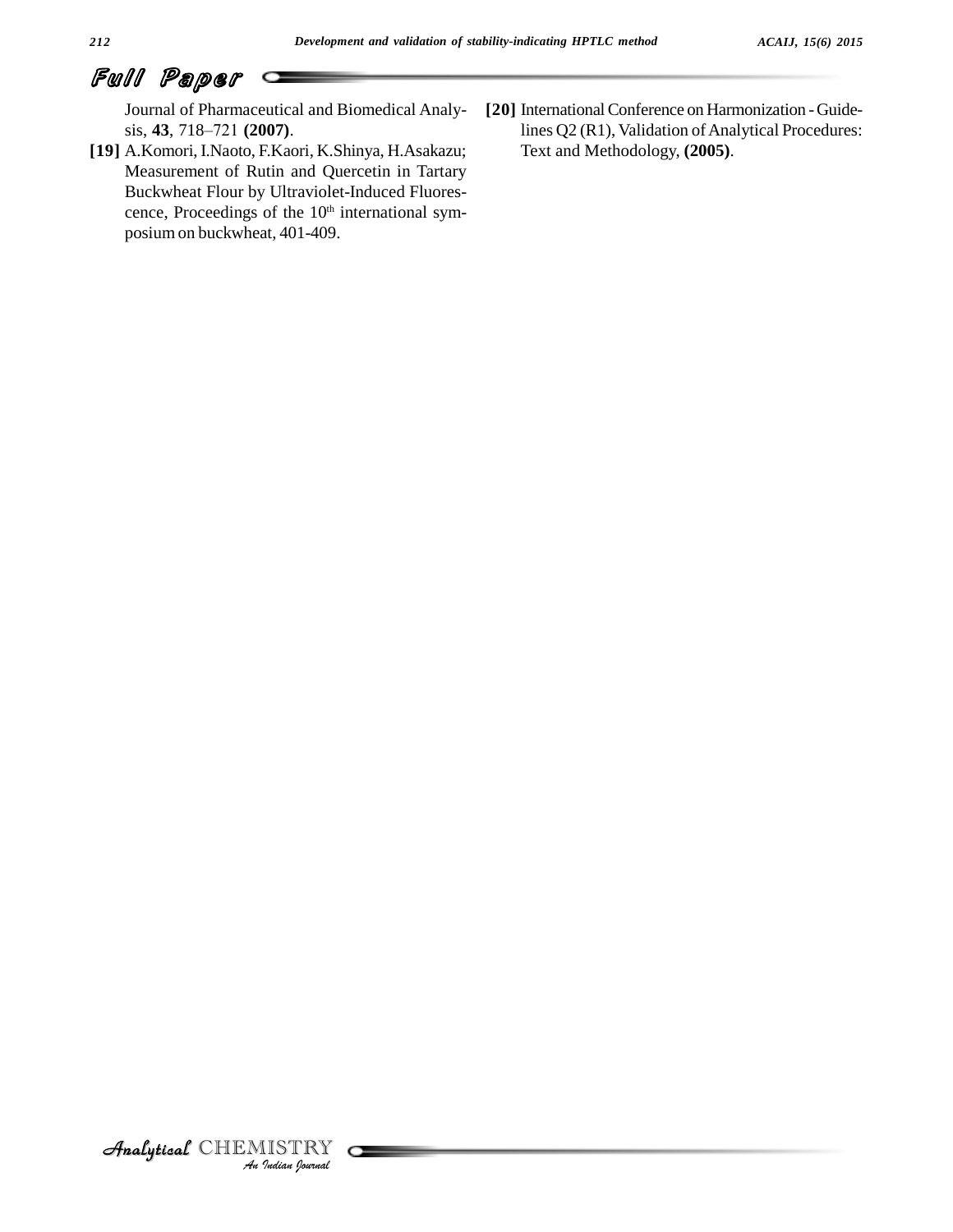Journal of Pharmaceutical and Biomedical Analysis, **43**, 718–721 **(2007)**.

**[19]** A.Komori, I.Naoto, F.Kaori, K.Shinya, H.Asakazu; Measurement of Rutin and Quercetin in Tartary Buckwheat Flour by Ultraviolet-Induced Fluorescence, Proceedings of the $10^{th}$ international symposium on buckwheat, 401-409.

**[20]** International Conference on Harmonization - Guidelines Q2 (R1), Validation of Analytical Procedures: Text and Methodology, **(2005)**.